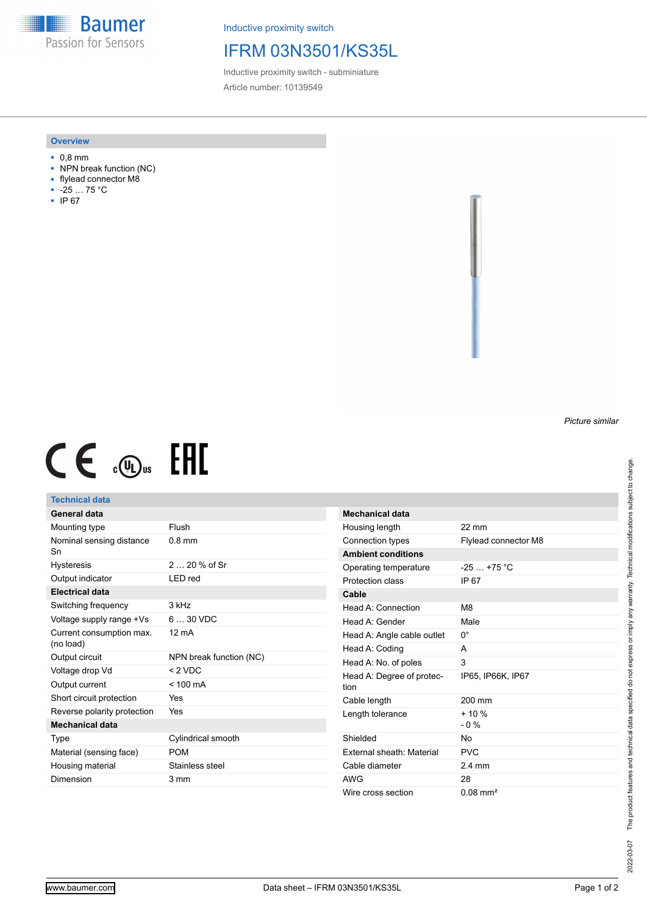Baumer
Passion for Sensors

Inductive proximity switch

# IFRM 03N3501/KS35L

Inductive proximity switch - subminiature

Article number: 10139549

## Overview

- 0,8 mm
- NPN break function (NC)
- flylead connector M8
- -25 … 75 °C
- IP 67

*Picture similar*

## Technical data

| General data | |
|---|---|
| Mounting type | Flush |
| Nominal sensing distance Sn | 0.8 mm |
| Hysteresis | 2 … 20 % of Sr |
| Output indicator | LED red |
| **Electrical data** | |
| Switching frequency | 3 kHz |
| Voltage supply range +Vs | 6 … 30 VDC |
| Current consumption max. (no load) | 12 mA |
| Output circuit | NPN break function (NC) |
| Voltage drop Vd | < 2 VDC |
| Output current | < 100 mA |
| Short circuit protection | Yes |
| Reverse polarity protection | Yes |
| **Mechanical data** | |
| Type | Cylindrical smooth |
| Material (sensing face) | POM |
| Housing material | Stainless steel |
| Dimension | 3 mm |

| Mechanical data | |
|---|---|
| Housing length | 22 mm |
| Connection types | Flylead connector M8 |
| **Ambient conditions** | |
| Operating temperature | -25 … +75 °C |
| Protection class | IP 67 |
| **Cable** | |
| Head A: Connection | M8 |
| Head A: Gender | Male |
| Head A: Angle cable outlet | 0° |
| Head A: Coding | A |
| Head A: No. of poles | 3 |
| Head A: Degree of protection | IP65, IP66K, IP67 |
| Cable length | 200 mm |
| Length tolerance | + 10 %<br>- 0 % |
| Shielded | No |
| External sheath: Material | PVC |
| Cable diameter | 2.4 mm |
| AWG | 28 |
| Wire cross section | 0.08 mm² |

2022-03-07 The product features and technical data specified do not express or imply any warranty. Technical modifications subject to change.

www.baumer.com Data sheet – IFRM 03N3501/KS35L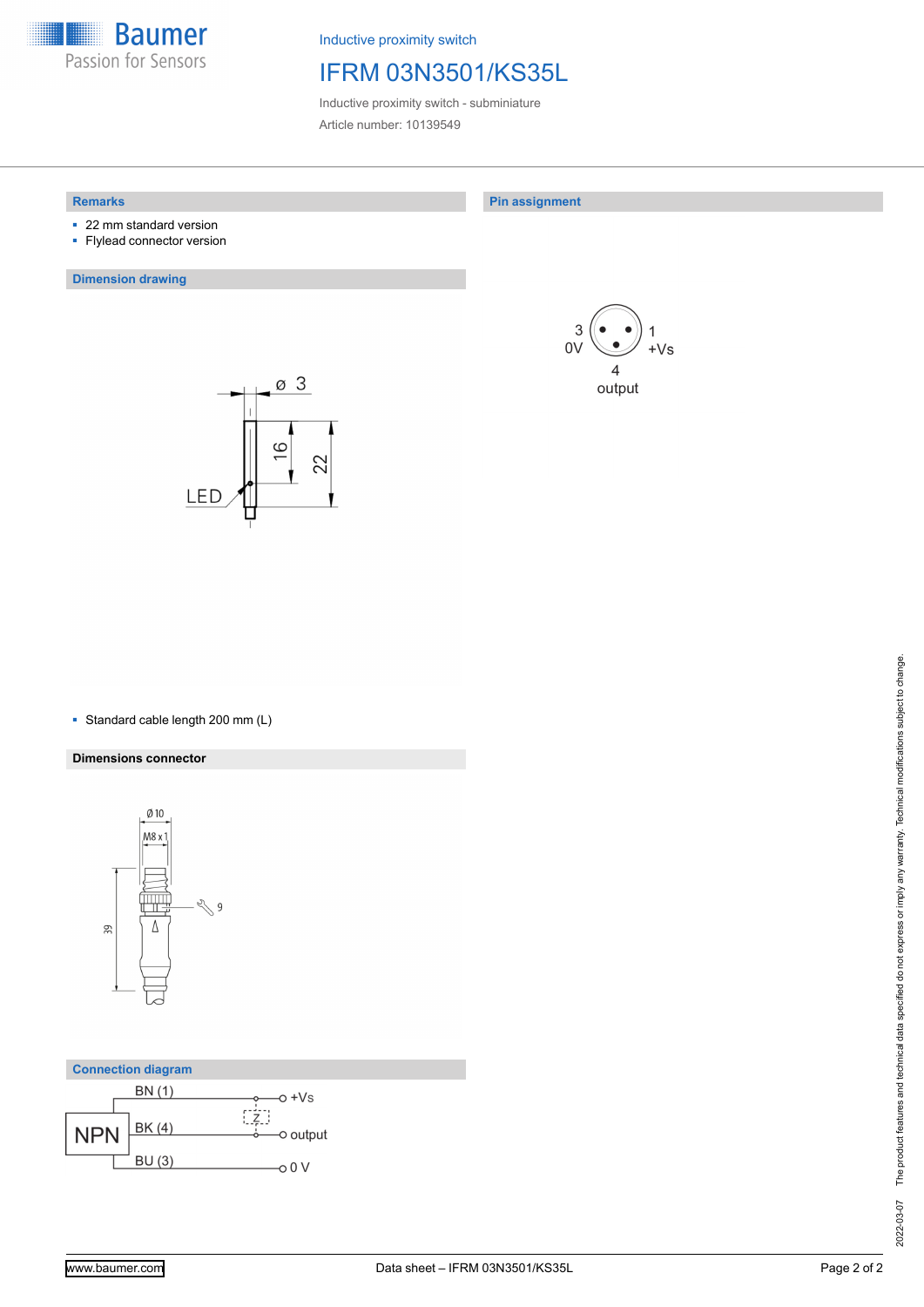Inductive proximity switch

# IFRM 03N3501/KS35L

Inductive proximity switch - subminiature

Article number: 10139549

## Remarks

- 22 mm standard version
- Flylead connector version

## Dimension drawing

ø 3

16

22

LED

- Standard cable length 200 mm (L)

## Dimensions connector

Ø 10

M8 x 1

39

9

## Pin assignment

3 0V

1 +Vs

4 output

## Connection diagram

NPN

BN (1) +Vs

BK (4) Z output

BU (3) 0 V

The product features and technical data specified do not express or imply any warranty. Technical modifications subject to change.

2022-03-07

www.baumer.com

Data sheet – IFRM 03N3501/KS35L